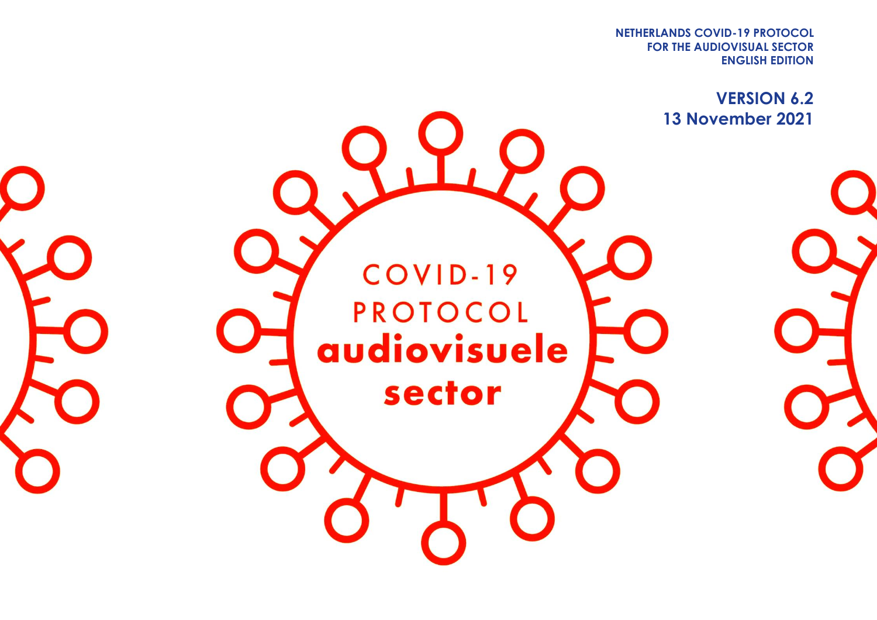**NETHERLANDS COVID-19 PROTOCOL**
**FOR THE AUDIOVISUAL SECTOR**
**ENGLISH EDITION**

**VERSION 6.2**
**13 November 2021**

# COVID-19 PROTOCOL audiovisuele sector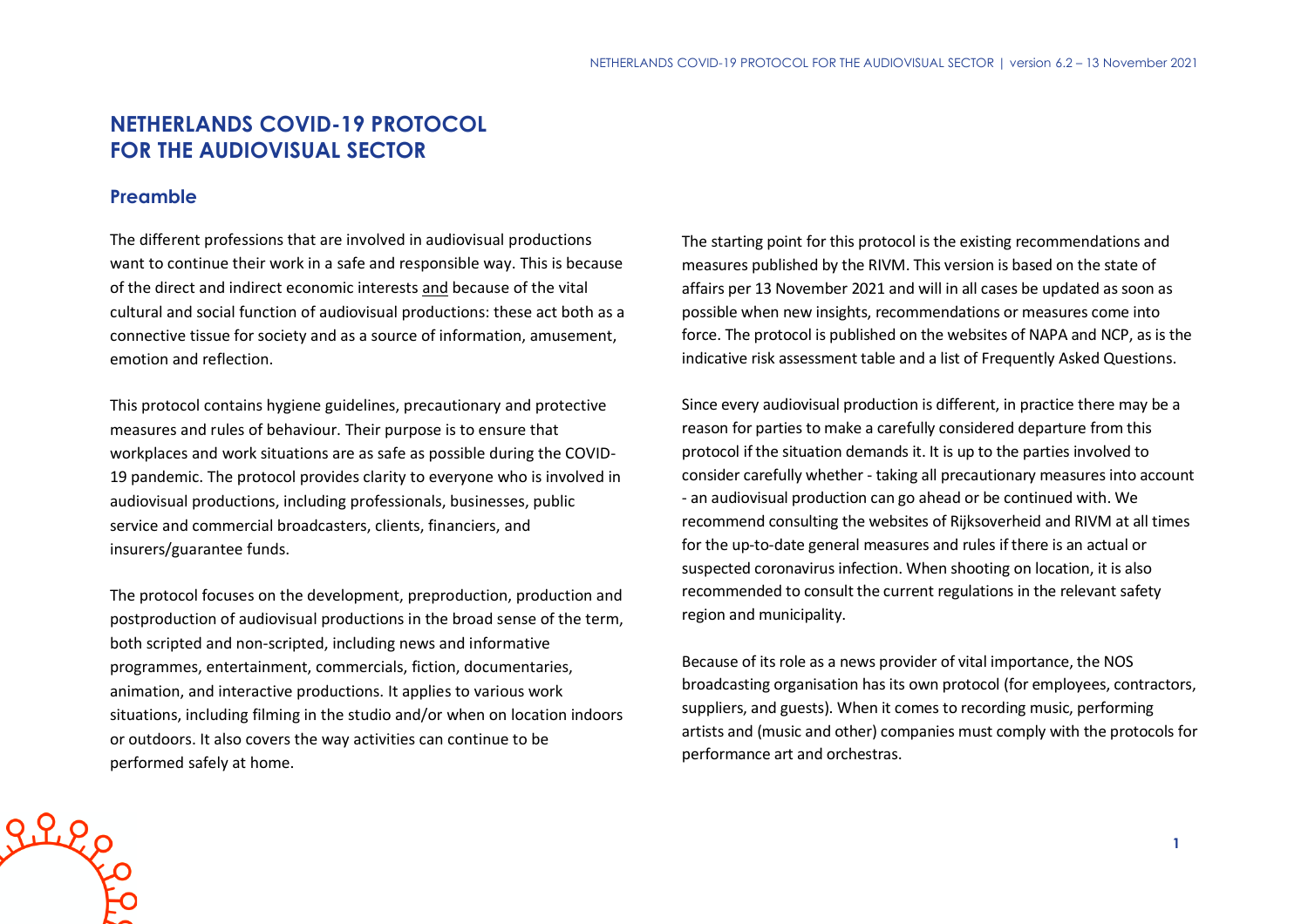# NETHERLANDS COVID-19 PROTOCOL FOR THE AUDIOVISUAL SECTOR

## Preamble

The different professions that are involved in audiovisual productions want to continue their work in a safe and responsible way. This is because of the direct and indirect economic interests and because of the vital cultural and social function of audiovisual productions: these act both as a connective tissue for society and as a source of information, amusement, emotion and reflection.

This protocol contains hygiene guidelines, precautionary and protective measures and rules of behaviour. Their purpose is to ensure that workplaces and work situations are as safe as possible during the COVID-19 pandemic. The protocol provides clarity to everyone who is involved in audiovisual productions, including professionals, businesses, public service and commercial broadcasters, clients, financiers, and insurers/guarantee funds.

The protocol focuses on the development, preproduction, production and postproduction of audiovisual productions in the broad sense of the term, both scripted and non-scripted, including news and informative programmes, entertainment, commercials, fiction, documentaries, animation, and interactive productions. It applies to various work situations, including filming in the studio and/or when on location indoors or outdoors. It also covers the way activities can continue to be performed safely at home.

The starting point for this protocol is the existing recommendations and measures published by the RIVM. This version is based on the state of affairs per 13 November 2021 and will in all cases be updated as soon as possible when new insights, recommendations or measures come into force. The protocol is published on the websites of NAPA and NCP, as is the indicative risk assessment table and a list of Frequently Asked Questions.

Since every audiovisual production is different, in practice there may be a reason for parties to make a carefully considered departure from this protocol if the situation demands it. It is up to the parties involved to consider carefully whether - taking all precautionary measures into account - an audiovisual production can go ahead or be continued with. We recommend consulting the websites of Rijksoverheid and RIVM at all times for the up-to-date general measures and rules if there is an actual or suspected coronavirus infection. When shooting on location, it is also recommended to consult the current regulations in the relevant safety region and municipality.

Because of its role as a news provider of vital importance, the NOS broadcasting organisation has its own protocol (for employees, contractors, suppliers, and guests). When it comes to recording music, performing artists and (music and other) companies must comply with the protocols for performance art and orchestras.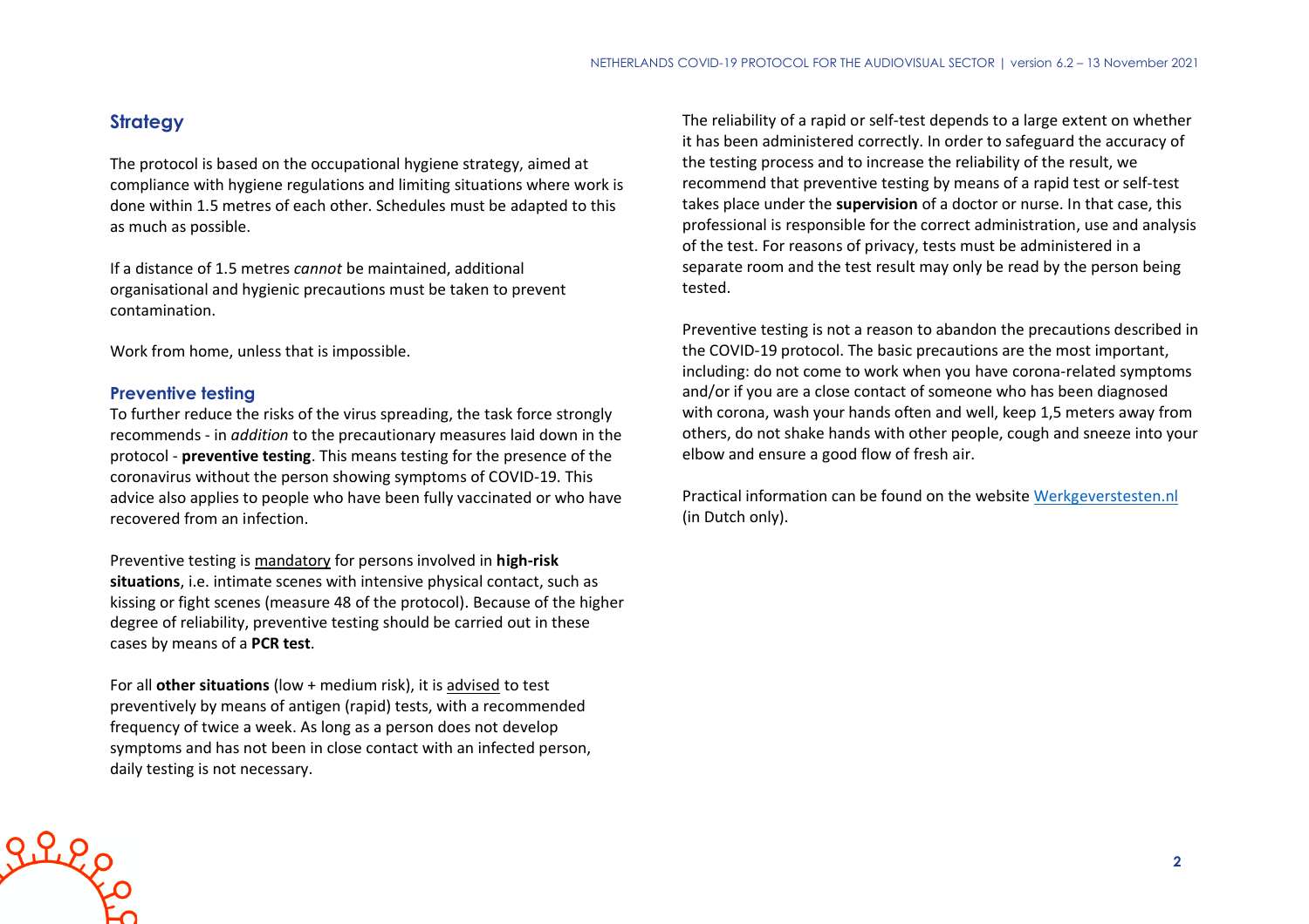## Strategy

The protocol is based on the occupational hygiene strategy, aimed at compliance with hygiene regulations and limiting situations where work is done within 1.5 metres of each other. Schedules must be adapted to this as much as possible.

If a distance of 1.5 metres *cannot* be maintained, additional organisational and hygienic precautions must be taken to prevent contamination.

Work from home, unless that is impossible.

### Preventive testing

To further reduce the risks of the virus spreading, the task force strongly recommends - in *addition* to the precautionary measures laid down in the protocol - **preventive testing**. This means testing for the presence of the coronavirus without the person showing symptoms of COVID-19. This advice also applies to people who have been fully vaccinated or who have recovered from an infection.

Preventive testing is mandatory for persons involved in **high-risk situations**, i.e. intimate scenes with intensive physical contact, such as kissing or fight scenes (measure 48 of the protocol). Because of the higher degree of reliability, preventive testing should be carried out in these cases by means of a **PCR test**.

For all **other situations** (low + medium risk), it is advised to test preventively by means of antigen (rapid) tests, with a recommended frequency of twice a week. As long as a person does not develop symptoms and has not been in close contact with an infected person, daily testing is not necessary.

The reliability of a rapid or self-test depends to a large extent on whether it has been administered correctly. In order to safeguard the accuracy of the testing process and to increase the reliability of the result, we recommend that preventive testing by means of a rapid test or self-test takes place under the **supervision** of a doctor or nurse. In that case, this professional is responsible for the correct administration, use and analysis of the test. For reasons of privacy, tests must be administered in a separate room and the test result may only be read by the person being tested.

Preventive testing is not a reason to abandon the precautions described in the COVID-19 protocol. The basic precautions are the most important, including: do not come to work when you have corona-related symptoms and/or if you are a close contact of someone who has been diagnosed with corona, wash your hands often and well, keep 1,5 meters away from others, do not shake hands with other people, cough and sneeze into your elbow and ensure a good flow of fresh air.

Practical information can be found on the website Werkgeverstesten.nl (in Dutch only).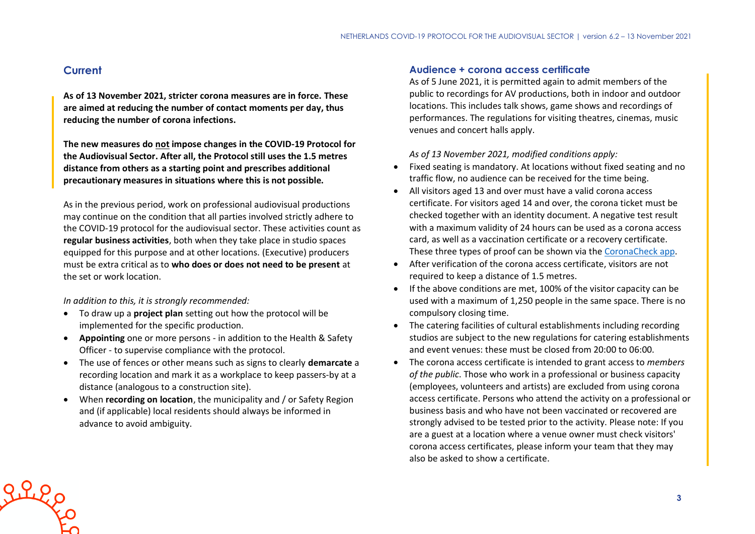## Current

**As of 13 November 2021, stricter corona measures are in force. These are aimed at reducing the number of contact moments per day, thus reducing the number of corona infections.**

**The new measures do not impose changes in the COVID-19 Protocol for the Audiovisual Sector. After all, the Protocol still uses the 1.5 metres distance from others as a starting point and prescribes additional precautionary measures in situations where this is not possible.**

As in the previous period, work on professional audiovisual productions may continue on the condition that all parties involved strictly adhere to the COVID-19 protocol for the audiovisual sector. These activities count as **regular business activities**, both when they take place in studio spaces equipped for this purpose and at other locations. (Executive) producers must be extra critical as to **who does or does not need to be present** at the set or work location.

*In addition to this, it is strongly recommended:*

- To draw up a **project plan** setting out how the protocol will be implemented for the specific production.
- **Appointing** one or more persons - in addition to the Health & Safety Officer - to supervise compliance with the protocol.
- The use of fences or other means such as signs to clearly **demarcate** a recording location and mark it as a workplace to keep passers-by at a distance (analogous to a construction site).
- When **recording on location**, the municipality and / or Safety Region and (if applicable) local residents should always be informed in advance to avoid ambiguity.

### Audience + corona access certificate

As of 5 June 2021, it is permitted again to admit members of the public to recordings for AV productions, both in indoor and outdoor locations. This includes talk shows, game shows and recordings of performances. The regulations for visiting theatres, cinemas, music venues and concert halls apply.

*As of 13 November 2021, modified conditions apply:*

- Fixed seating is mandatory. At locations without fixed seating and no traffic flow, no audience can be received for the time being.
- All visitors aged 13 and over must have a valid corona access certificate. For visitors aged 14 and over, the corona ticket must be checked together with an identity document. A negative test result with a maximum validity of 24 hours can be used as a corona access card, as well as a vaccination certificate or a recovery certificate. These three types of proof can be shown via the CoronaCheck app.
- After verification of the corona access certificate, visitors are not required to keep a distance of 1.5 metres.
- If the above conditions are met, 100% of the visitor capacity can be used with a maximum of 1,250 people in the same space. There is no compulsory closing time.
- The catering facilities of cultural establishments including recording studios are subject to the new regulations for catering establishments and event venues: these must be closed from 20:00 to 06:00.
- The corona access certificate is intended to grant access to *members of the public*. Those who work in a professional or business capacity (employees, volunteers and artists) are excluded from using corona access certificate. Persons who attend the activity on a professional or business basis and who have not been vaccinated or recovered are strongly advised to be tested prior to the activity. Please note: If you are a guest at a location where a venue owner must check visitors' corona access certificates, please inform your team that they may also be asked to show a certificate.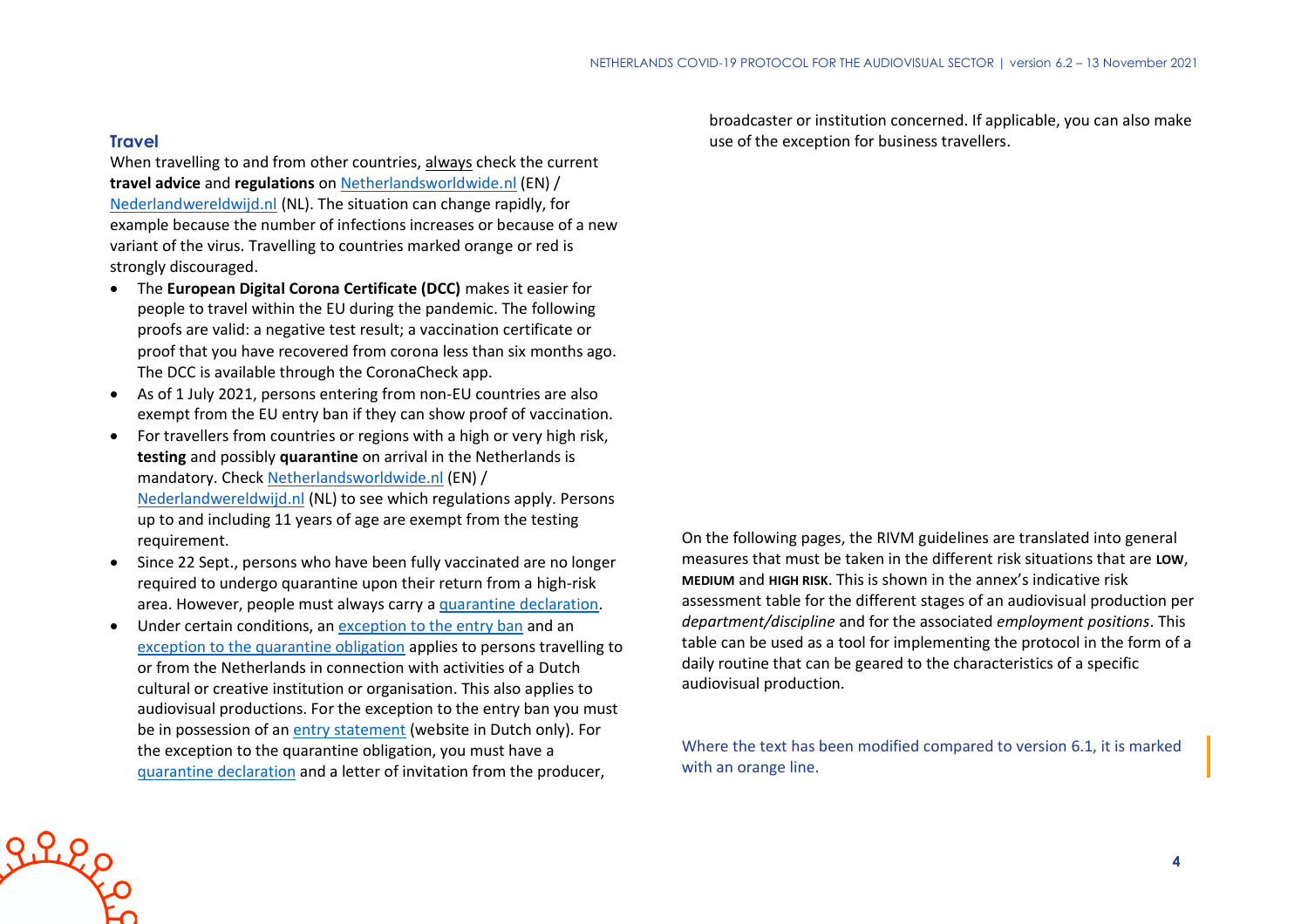## Travel

When travelling to and from other countries, always check the current **travel advice** and **regulations** on Netherlandsworldwide.nl (EN) / Nederlandwereldwijd.nl (NL). The situation can change rapidly, for example because the number of infections increases or because of a new variant of the virus. Travelling to countries marked orange or red is strongly discouraged.

- The **European Digital Corona Certificate (DCC)** makes it easier for people to travel within the EU during the pandemic. The following proofs are valid: a negative test result; a vaccination certificate or proof that you have recovered from corona less than six months ago. The DCC is available through the CoronaCheck app.
- As of 1 July 2021, persons entering from non-EU countries are also exempt from the EU entry ban if they can show proof of vaccination.
- For travellers from countries or regions with a high or very high risk, **testing** and possibly **quarantine** on arrival in the Netherlands is mandatory. Check Netherlandsworldwide.nl (EN) / Nederlandwereldwijd.nl (NL) to see which regulations apply. Persons up to and including 11 years of age are exempt from the testing requirement.
- Since 22 Sept., persons who have been fully vaccinated are no longer required to undergo quarantine upon their return from a high-risk area. However, people must always carry a quarantine declaration.
- Under certain conditions, an exception to the entry ban and an exception to the quarantine obligation applies to persons travelling to or from the Netherlands in connection with activities of a Dutch cultural or creative institution or organisation. This also applies to audiovisual productions. For the exception to the entry ban you must be in possession of an entry statement (website in Dutch only). For the exception to the quarantine obligation, you must have a quarantine declaration and a letter of invitation from the producer, broadcaster or institution concerned. If applicable, you can also make use of the exception for business travellers.

On the following pages, the RIVM guidelines are translated into general measures that must be taken in the different risk situations that are **LOW**, **MEDIUM** and **HIGH RISK**. This is shown in the annex's indicative risk assessment table for the different stages of an audiovisual production per *department/discipline* and for the associated *employment positions*. This table can be used as a tool for implementing the protocol in the form of a daily routine that can be geared to the characteristics of a specific audiovisual production.

Where the text has been modified compared to version 6.1, it is marked with an orange line.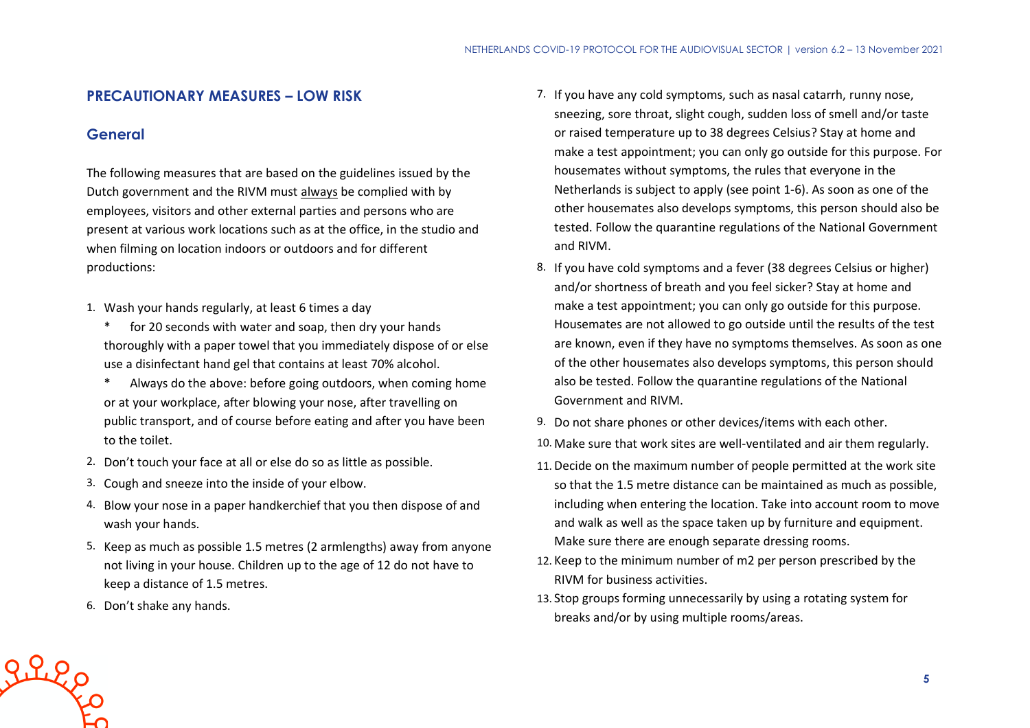## PRECAUTIONARY MEASURES – LOW RISK

### General

The following measures that are based on the guidelines issued by the Dutch government and the RIVM must always be complied with by employees, visitors and other external parties and persons who are present at various work locations such as at the office, in the studio and when filming on location indoors or outdoors and for different productions:

1. Wash your hands regularly, at least 6 times a day
   * for 20 seconds with water and soap, then dry your hands thoroughly with a paper towel that you immediately dispose of or else use a disinfectant hand gel that contains at least 70% alcohol.
   * Always do the above: before going outdoors, when coming home or at your workplace, after blowing your nose, after travelling on public transport, and of course before eating and after you have been to the toilet.
2. Don't touch your face at all or else do so as little as possible.
3. Cough and sneeze into the inside of your elbow.
4. Blow your nose in a paper handkerchief that you then dispose of and wash your hands.
5. Keep as much as possible 1.5 metres (2 armlengths) away from anyone not living in your house. Children up to the age of 12 do not have to keep a distance of 1.5 metres.
6. Don't shake any hands.
7. If you have any cold symptoms, such as nasal catarrh, runny nose, sneezing, sore throat, slight cough, sudden loss of smell and/or taste or raised temperature up to 38 degrees Celsius? Stay at home and make a test appointment; you can only go outside for this purpose. For housemates without symptoms, the rules that everyone in the Netherlands is subject to apply (see point 1-6). As soon as one of the other housemates also develops symptoms, this person should also be tested. Follow the quarantine regulations of the National Government and RIVM.
8. If you have cold symptoms and a fever (38 degrees Celsius or higher) and/or shortness of breath and you feel sicker? Stay at home and make a test appointment; you can only go outside for this purpose. Housemates are not allowed to go outside until the results of the test are known, even if they have no symptoms themselves. As soon as one of the other housemates also develops symptoms, this person should also be tested. Follow the quarantine regulations of the National Government and RIVM.
9. Do not share phones or other devices/items with each other.
10. Make sure that work sites are well-ventilated and air them regularly.
11. Decide on the maximum number of people permitted at the work site so that the 1.5 metre distance can be maintained as much as possible, including when entering the location. Take into account room to move and walk as well as the space taken up by furniture and equipment. Make sure there are enough separate dressing rooms.
12. Keep to the minimum number of m2 per person prescribed by the RIVM for business activities.
13. Stop groups forming unnecessarily by using a rotating system for breaks and/or by using multiple rooms/areas.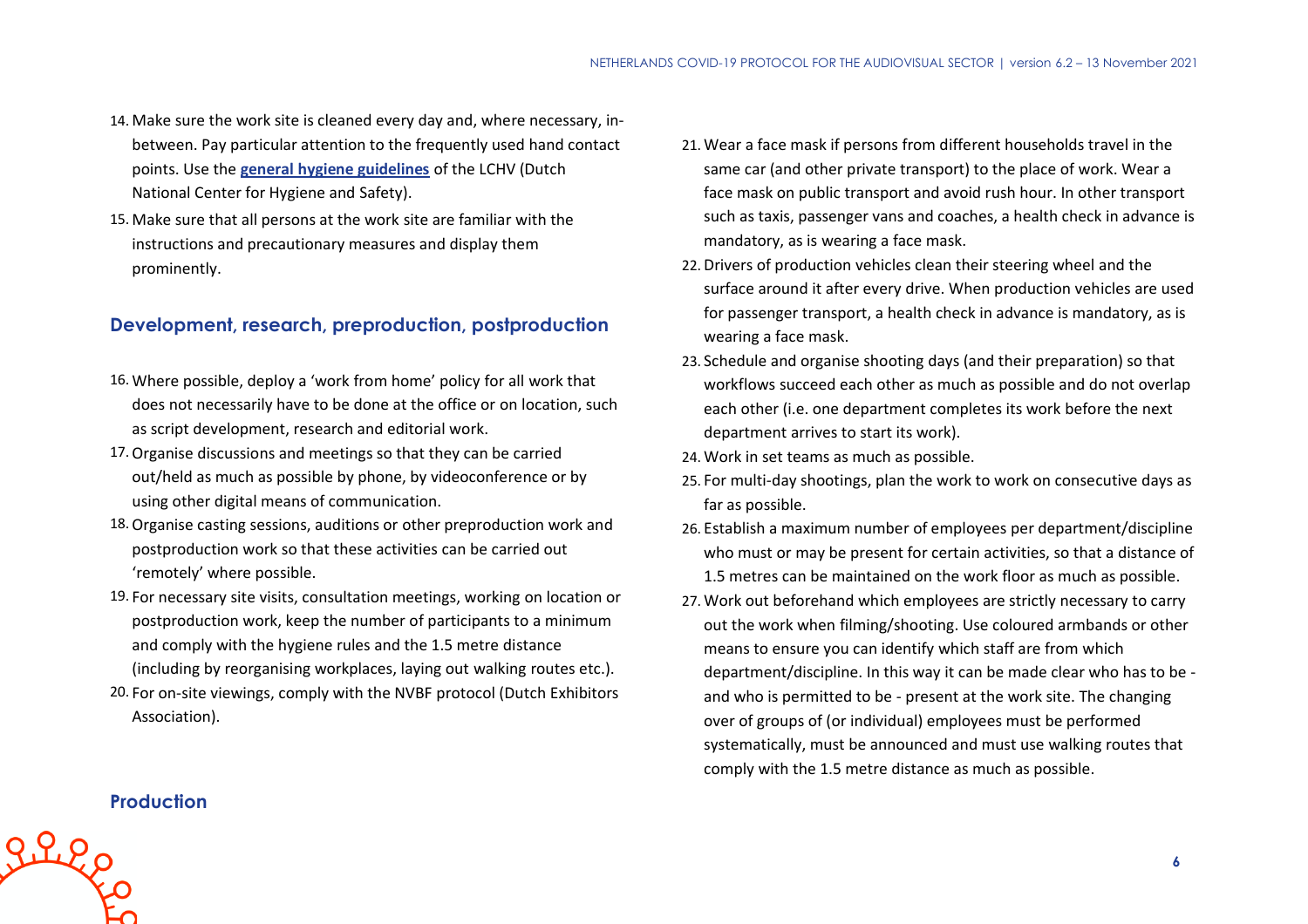14. Make sure the work site is cleaned every day and, where necessary, in-between. Pay particular attention to the frequently used hand contact points. Use the **general hygiene guidelines** of the LCHV (Dutch National Center for Hygiene and Safety).
15. Make sure that all persons at the work site are familiar with the instructions and precautionary measures and display them prominently.

## Development, research, preproduction, postproduction

16. Where possible, deploy a 'work from home' policy for all work that does not necessarily have to be done at the office or on location, such as script development, research and editorial work.
17. Organise discussions and meetings so that they can be carried out/held as much as possible by phone, by videoconference or by using other digital means of communication.
18. Organise casting sessions, auditions or other preproduction work and postproduction work so that these activities can be carried out 'remotely' where possible.
19. For necessary site visits, consultation meetings, working on location or postproduction work, keep the number of participants to a minimum and comply with the hygiene rules and the 1.5 metre distance (including by reorganising workplaces, laying out walking routes etc.).
20. For on-site viewings, comply with the NVBF protocol (Dutch Exhibitors Association).

## Production

21. Wear a face mask if persons from different households travel in the same car (and other private transport) to the place of work. Wear a face mask on public transport and avoid rush hour. In other transport such as taxis, passenger vans and coaches, a health check in advance is mandatory, as is wearing a face mask.
22. Drivers of production vehicles clean their steering wheel and the surface around it after every drive. When production vehicles are used for passenger transport, a health check in advance is mandatory, as is wearing a face mask.
23. Schedule and organise shooting days (and their preparation) so that workflows succeed each other as much as possible and do not overlap each other (i.e. one department completes its work before the next department arrives to start its work).
24. Work in set teams as much as possible.
25. For multi-day shootings, plan the work to work on consecutive days as far as possible.
26. Establish a maximum number of employees per department/discipline who must or may be present for certain activities, so that a distance of 1.5 metres can be maintained on the work floor as much as possible.
27. Work out beforehand which employees are strictly necessary to carry out the work when filming/shooting. Use coloured armbands or other means to ensure you can identify which staff are from which department/discipline. In this way it can be made clear who has to be - and who is permitted to be - present at the work site. The changing over of groups of (or individual) employees must be performed systematically, must be announced and must use walking routes that comply with the 1.5 metre distance as much as possible.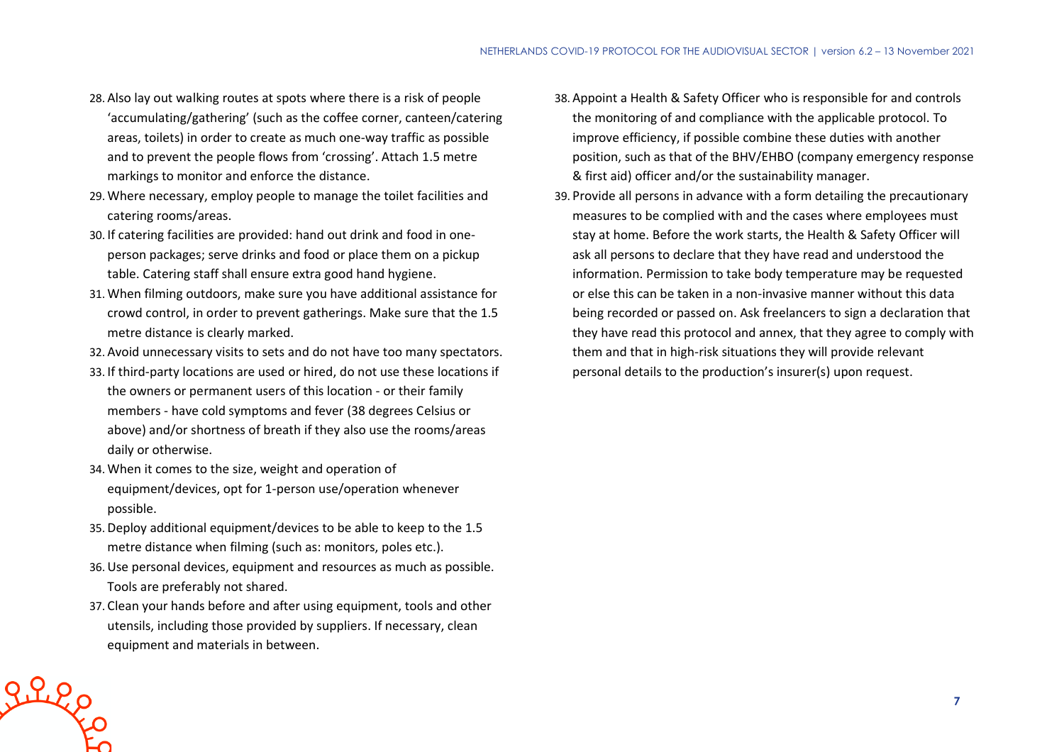28. Also lay out walking routes at spots where there is a risk of people 'accumulating/gathering' (such as the coffee corner, canteen/catering areas, toilets) in order to create as much one-way traffic as possible and to prevent the people flows from 'crossing'. Attach 1.5 metre markings to monitor and enforce the distance.
29. Where necessary, employ people to manage the toilet facilities and catering rooms/areas.
30. If catering facilities are provided: hand out drink and food in one-person packages; serve drinks and food or place them on a pickup table. Catering staff shall ensure extra good hand hygiene.
31. When filming outdoors, make sure you have additional assistance for crowd control, in order to prevent gatherings. Make sure that the 1.5 metre distance is clearly marked.
32. Avoid unnecessary visits to sets and do not have too many spectators.
33. If third-party locations are used or hired, do not use these locations if the owners or permanent users of this location - or their family members - have cold symptoms and fever (38 degrees Celsius or above) and/or shortness of breath if they also use the rooms/areas daily or otherwise.
34. When it comes to the size, weight and operation of equipment/devices, opt for 1-person use/operation whenever possible.
35. Deploy additional equipment/devices to be able to keep to the 1.5 metre distance when filming (such as: monitors, poles etc.).
36. Use personal devices, equipment and resources as much as possible. Tools are preferably not shared.
37. Clean your hands before and after using equipment, tools and other utensils, including those provided by suppliers. If necessary, clean equipment and materials in between.
38. Appoint a Health & Safety Officer who is responsible for and controls the monitoring of and compliance with the applicable protocol. To improve efficiency, if possible combine these duties with another position, such as that of the BHV/EHBO (company emergency response & first aid) officer and/or the sustainability manager.
39. Provide all persons in advance with a form detailing the precautionary measures to be complied with and the cases where employees must stay at home. Before the work starts, the Health & Safety Officer will ask all persons to declare that they have read and understood the information. Permission to take body temperature may be requested or else this can be taken in a non-invasive manner without this data being recorded or passed on. Ask freelancers to sign a declaration that they have read this protocol and annex, that they agree to comply with them and that in high-risk situations they will provide relevant personal details to the production's insurer(s) upon request.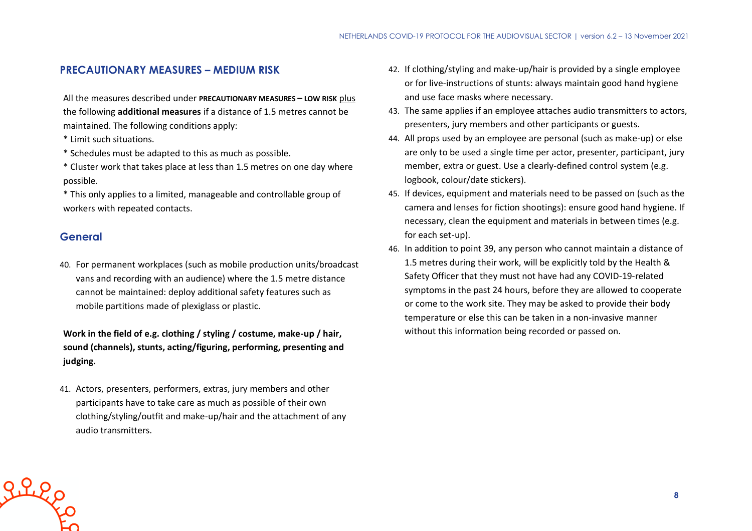## PRECAUTIONARY MEASURES – MEDIUM RISK

All the measures described under **PRECAUTIONARY MEASURES – LOW RISK** plus the following **additional measures** if a distance of 1.5 metres cannot be maintained. The following conditions apply:

* Limit such situations.
* Schedules must be adapted to this as much as possible.
* Cluster work that takes place at less than 1.5 metres on one day where possible.
* This only applies to a limited, manageable and controllable group of workers with repeated contacts.

### General

40. For permanent workplaces (such as mobile production units/broadcast vans and recording with an audience) where the 1.5 metre distance cannot be maintained: deploy additional safety features such as mobile partitions made of plexiglass or plastic.

**Work in the field of e.g. clothing / styling / costume, make-up / hair, sound (channels), stunts, acting/figuring, performing, presenting and judging.**

41. Actors, presenters, performers, extras, jury members and other participants have to take care as much as possible of their own clothing/styling/outfit and make-up/hair and the attachment of any audio transmitters.
42. If clothing/styling and make-up/hair is provided by a single employee or for live-instructions of stunts: always maintain good hand hygiene and use face masks where necessary.
43. The same applies if an employee attaches audio transmitters to actors, presenters, jury members and other participants or guests.
44. All props used by an employee are personal (such as make-up) or else are only to be used a single time per actor, presenter, participant, jury member, extra or guest. Use a clearly-defined control system (e.g. logbook, colour/date stickers).
45. If devices, equipment and materials need to be passed on (such as the camera and lenses for fiction shootings): ensure good hand hygiene. If necessary, clean the equipment and materials in between times (e.g. for each set-up).
46. In addition to point 39, any person who cannot maintain a distance of 1.5 metres during their work, will be explicitly told by the Health & Safety Officer that they must not have had any COVID-19-related symptoms in the past 24 hours, before they are allowed to cooperate or come to the work site. They may be asked to provide their body temperature or else this can be taken in a non-invasive manner without this information being recorded or passed on.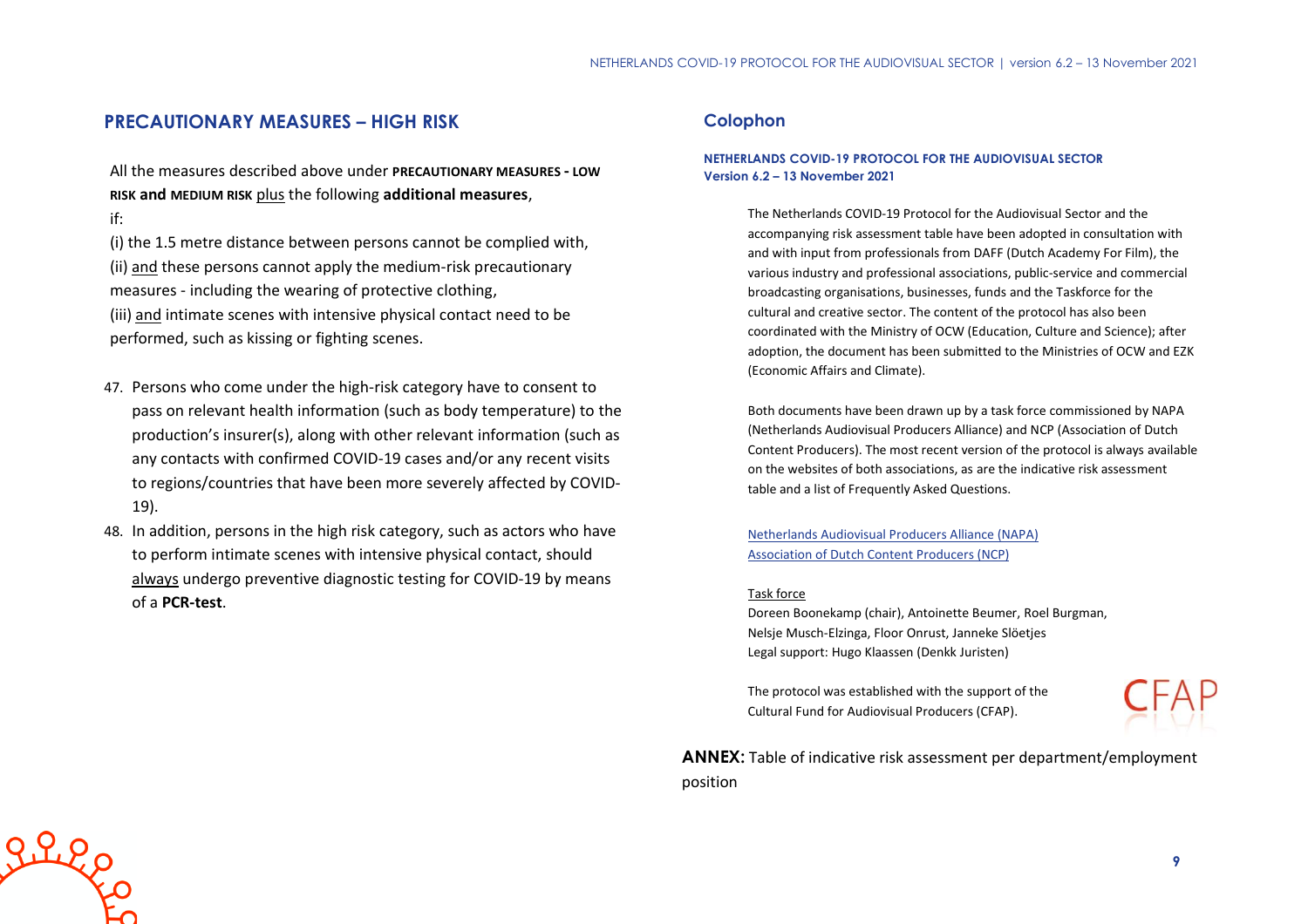## PRECAUTIONARY MEASURES – HIGH RISK

All the measures described above under **PRECAUTIONARY MEASURES - LOW RISK and MEDIUM RISK** plus the following **additional measures**, if:

(i) the 1.5 metre distance between persons cannot be complied with,
(ii) and these persons cannot apply the medium-risk precautionary measures - including the wearing of protective clothing,
(iii) and intimate scenes with intensive physical contact need to be performed, such as kissing or fighting scenes.

47. Persons who come under the high-risk category have to consent to pass on relevant health information (such as body temperature) to the production's insurer(s), along with other relevant information (such as any contacts with confirmed COVID-19 cases and/or any recent visits to regions/countries that have been more severely affected by COVID-19).
48. In addition, persons in the high risk category, such as actors who have to perform intimate scenes with intensive physical contact, should always undergo preventive diagnostic testing for COVID-19 by means of a **PCR-test**.

## Colophon

**NETHERLANDS COVID-19 PROTOCOL FOR THE AUDIOVISUAL SECTOR**
**Version 6.2 – 13 November 2021**

The Netherlands COVID-19 Protocol for the Audiovisual Sector and the accompanying risk assessment table have been adopted in consultation with and with input from professionals from DAFF (Dutch Academy For Film), the various industry and professional associations, public-service and commercial broadcasting organisations, businesses, funds and the Taskforce for the cultural and creative sector. The content of the protocol has also been coordinated with the Ministry of OCW (Education, Culture and Science); after adoption, the document has been submitted to the Ministries of OCW and EZK (Economic Affairs and Climate).

Both documents have been drawn up by a task force commissioned by NAPA (Netherlands Audiovisual Producers Alliance) and NCP (Association of Dutch Content Producers). The most recent version of the protocol is always available on the websites of both associations, as are the indicative risk assessment table and a list of Frequently Asked Questions.

Netherlands Audiovisual Producers Alliance (NAPA)
Association of Dutch Content Producers (NCP)

Task force
Doreen Boonekamp (chair), Antoinette Beumer, Roel Burgman, Nelsje Musch-Elzinga, Floor Onrust, Janneke Slöetjes
Legal support: Hugo Klaassen (Denkk Juristen)

The protocol was established with the support of the Cultural Fund for Audiovisual Producers (CFAP).

CFAP

**ANNEX:** Table of indicative risk assessment per department/employment position